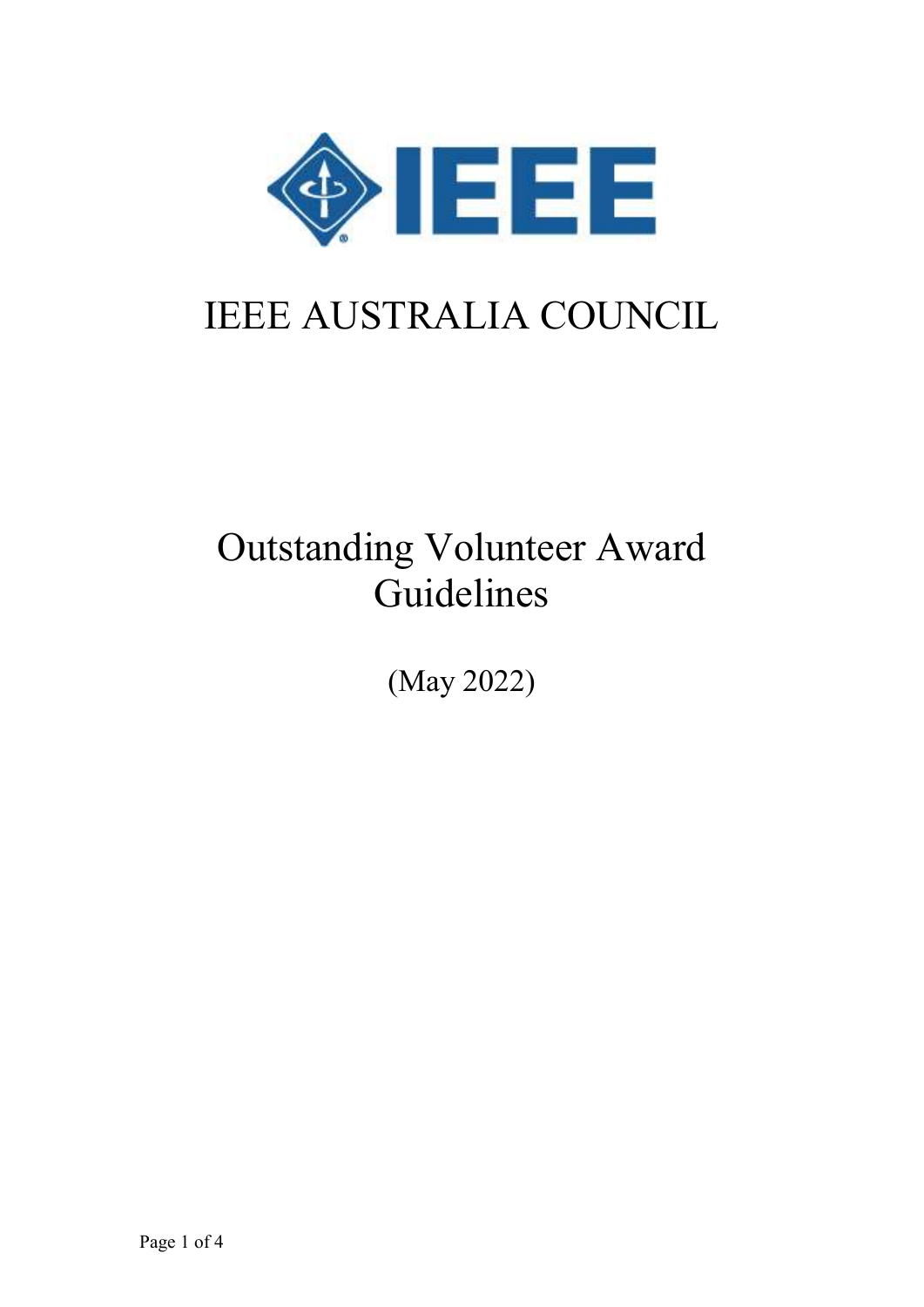# IEEE AUSTRALIA COUNCIL

## Outstanding Volunteer Award Guidelines

(May 2022)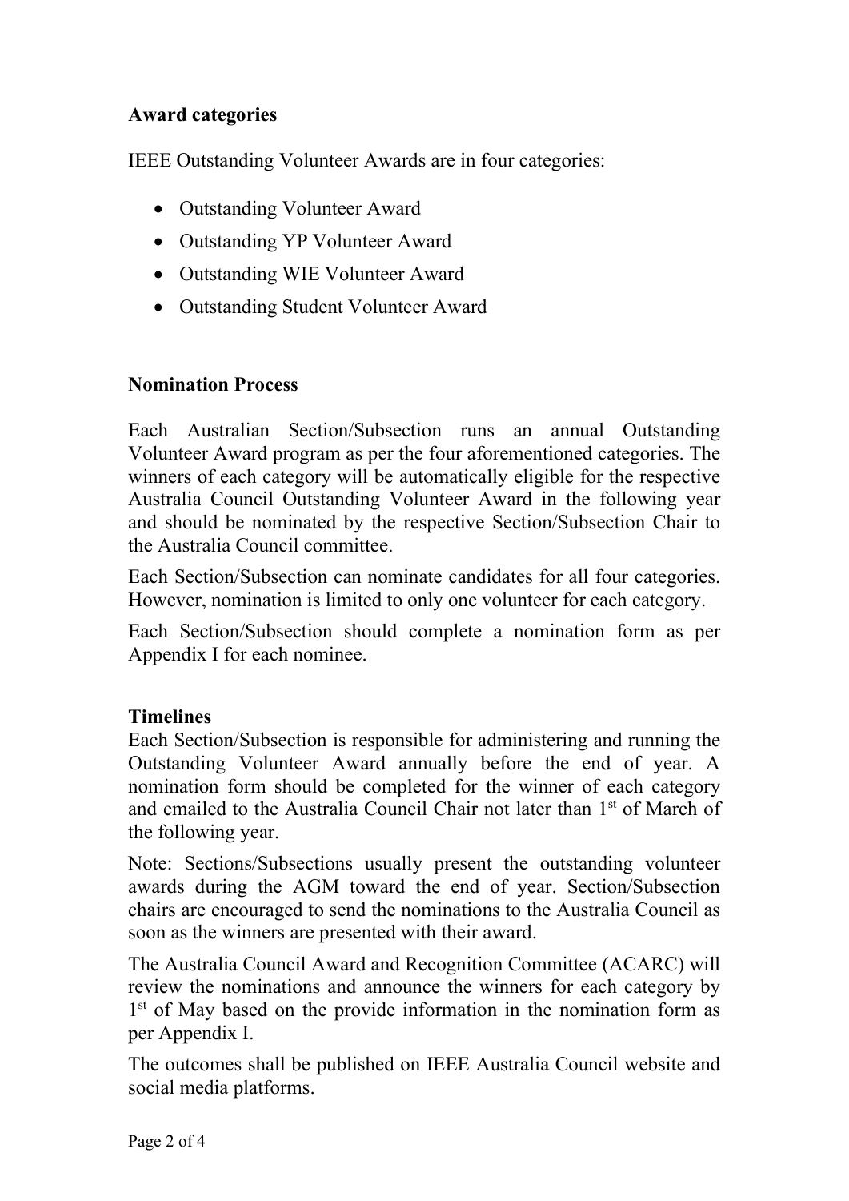## Award categories

IEEE Outstanding Volunteer Awards are in four categories:

- Outstanding Volunteer Award
- Outstanding YP Volunteer Award
- Outstanding WIE Volunteer Award
- Outstanding Student Volunteer Award

## Nomination Process

Each Australian Section/Subsection runs an annual Outstanding Volunteer Award program as per the four aforementioned categories. The winners of each category will be automatically eligible for the respective Australia Council Outstanding Volunteer Award in the following year and should be nominated by the respective Section/Subsection Chair to the Australia Council committee.

Each Section/Subsection can nominate candidates for all four categories. However, nomination is limited to only one volunteer for each category.

Each Section/Subsection should complete a nomination form as per Appendix I for each nominee.

## Timelines

Each Section/Subsection is responsible for administering and running the Outstanding Volunteer Award annually before the end of year. A nomination form should be completed for the winner of each category and emailed to the Australia Council Chair not later than 1st of March of the following year.

Note: Sections/Subsections usually present the outstanding volunteer awards during the AGM toward the end of year. Section/Subsection chairs are encouraged to send the nominations to the Australia Council as soon as the winners are presented with their award.

The Australia Council Award and Recognition Committee (ACARC) will review the nominations and announce the winners for each category by 1st of May based on the provide information in the nomination form as per Appendix I.

The outcomes shall be published on IEEE Australia Council website and social media platforms.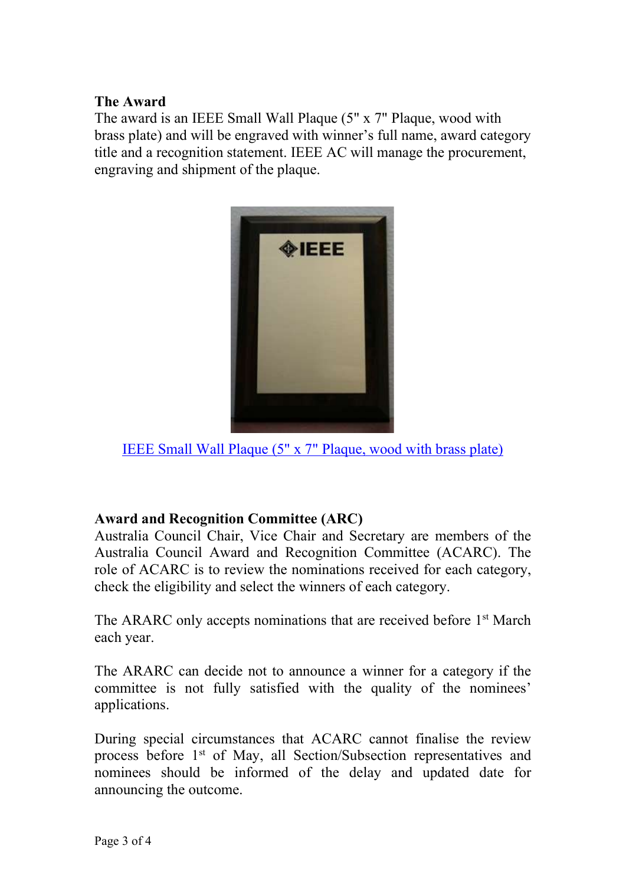## The Award

The award is an IEEE Small Wall Plaque (5" x 7" Plaque, wood with brass plate) and will be engraved with winner's full name, award category title and a recognition statement. IEEE AC will manage the procurement, engraving and shipment of the plaque.

[IEEE Small Wall Plaque (5" x 7" Plaque, wood with brass plate)]

## Award and Recognition Committee (ARC)

Australia Council Chair, Vice Chair and Secretary are members of the Australia Council Award and Recognition Committee (ACARC). The role of ACARC is to review the nominations received for each category, check the eligibility and select the winners of each category.

The ARARC only accepts nominations that are received before 1st March each year.

The ARARC can decide not to announce a winner for a category if the committee is not fully satisfied with the quality of the nominees' applications.

During special circumstances that ACARC cannot finalise the review process before 1st of May, all Section/Subsection representatives and nominees should be informed of the delay and updated date for announcing the outcome.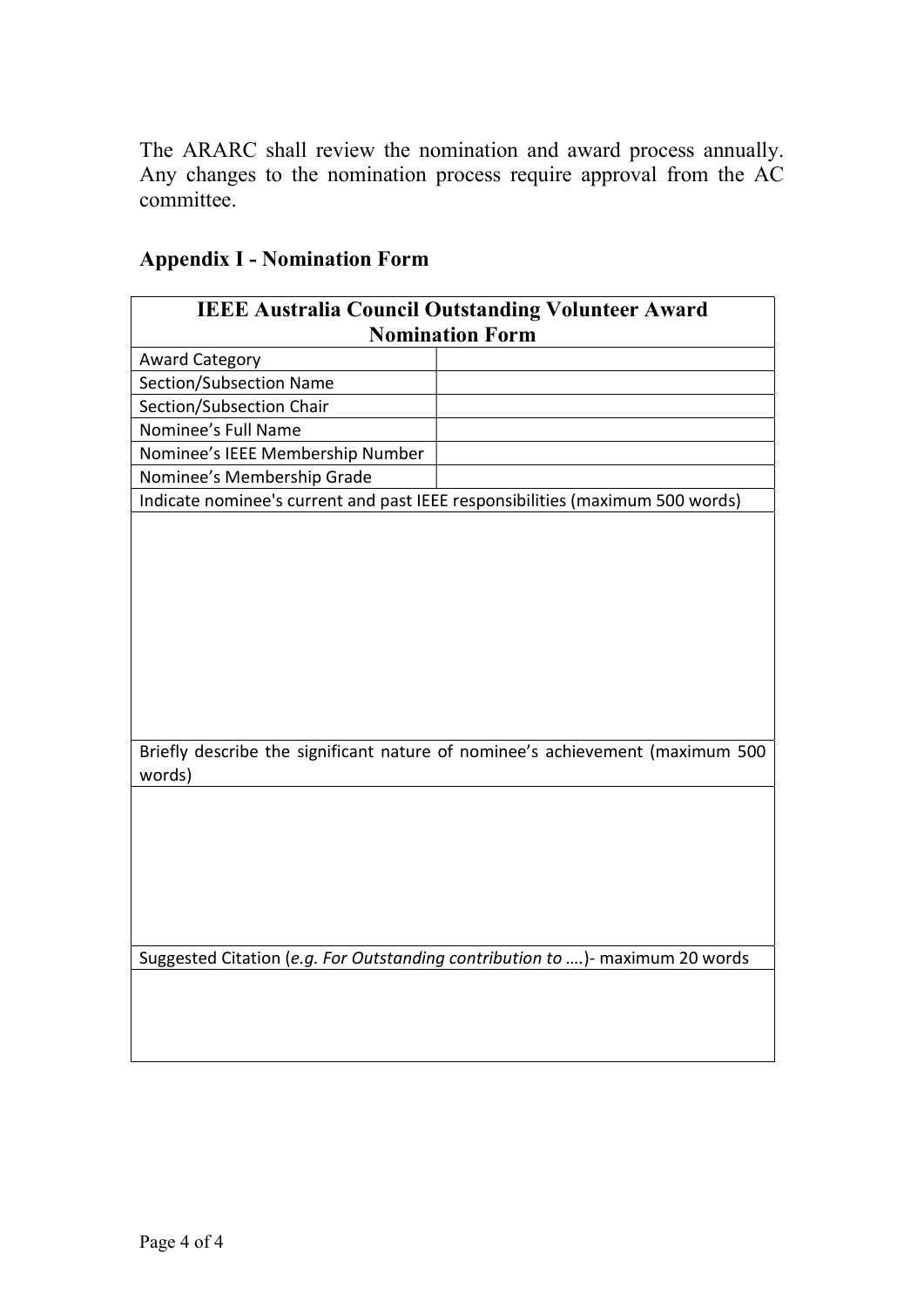The ARARC shall review the nomination and award process annually. Any changes to the nomination process require approval from the AC committee.

## Appendix I - Nomination Form

| **IEEE Australia Council Outstanding Volunteer Award Nomination Form** | |
|---|---|
| Award Category | |
| Section/Subsection Name | |
| Section/Subsection Chair | |
| Nominee's Full Name | |
| Nominee's IEEE Membership Number | |
| Nominee's Membership Grade | |
| Indicate nominee's current and past IEEE responsibilities (maximum 500 words) | |
| | |
| Briefly describe the significant nature of nominee's achievement (maximum 500 words) | |
| | |
| Suggested Citation (*e.g. For Outstanding contribution to ….*)- maximum 20 words | |
| | |